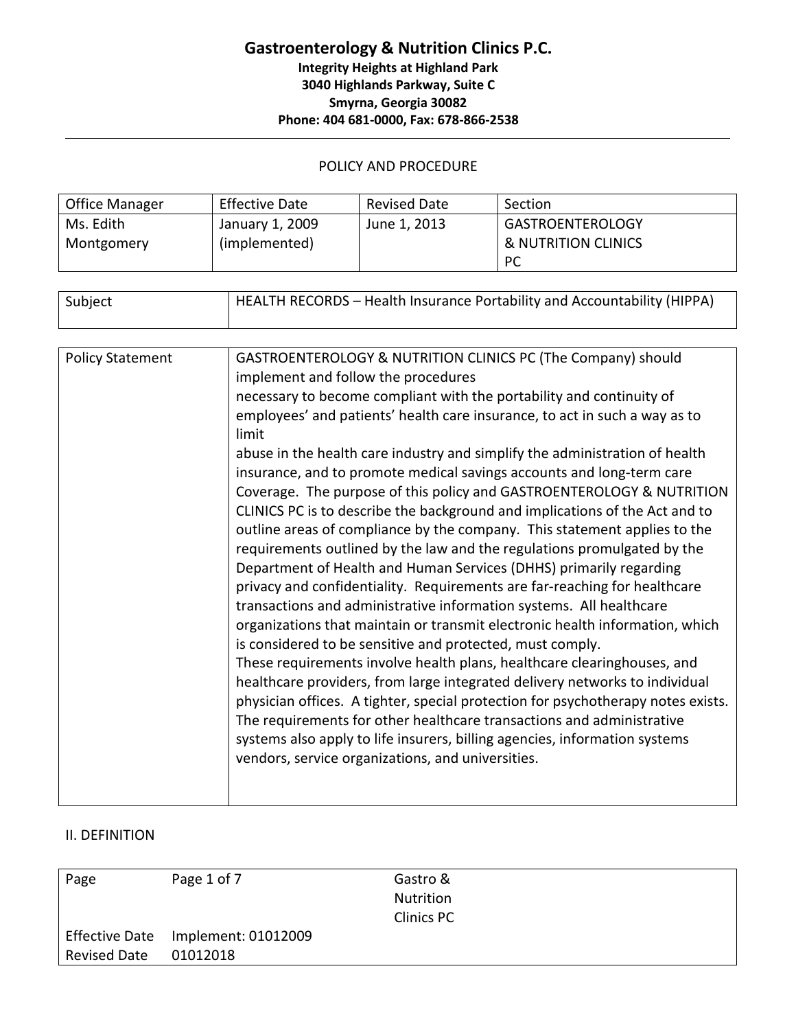# Gastroenterology & Nutrition Clinics P.C.

**Integrity Heights at Highland Park**
**3040 Highlands Parkway, Suite C**
**Smyrna, Georgia 30082**
**Phone: 404 681-0000, Fax: 678-866-2538**

---

POLICY AND PROCEDURE

| Office Manager | Effective Date | Revised Date | Section |
|---|---|---|---|
| Ms. Edith Montgomery | January 1, 2009 (implemented) | June 1, 2013 | GASTROENTEROLOGY & NUTRITION CLINICS PC |

| Subject | HEALTH RECORDS – Health Insurance Portability and Accountability (HIPPA) |
|---|---|

| Policy Statement | GASTROENTEROLOGY & NUTRITION CLINICS PC (The Company) should implement and follow the procedures necessary to become compliant with the portability and continuity of employees' and patients' health care insurance, to act in such a way as to limit abuse in the health care industry and simplify the administration of health insurance, and to promote medical savings accounts and long-term care Coverage. The purpose of this policy and GASTROENTEROLOGY & NUTRITION CLINICS PC is to describe the background and implications of the Act and to outline areas of compliance by the company. This statement applies to the requirements outlined by the law and the regulations promulgated by the Department of Health and Human Services (DHHS) primarily regarding privacy and confidentiality. Requirements are far-reaching for healthcare transactions and administrative information systems. All healthcare organizations that maintain or transmit electronic health information, which is considered to be sensitive and protected, must comply. These requirements involve health plans, healthcare clearinghouses, and healthcare providers, from large integrated delivery networks to individual physician offices. A tighter, special protection for psychotherapy notes exists. The requirements for other healthcare transactions and administrative systems also apply to life insurers, billing agencies, information systems vendors, service organizations, and universities. |
|---|---|

II. DEFINITION

| Page | Page 1 of 7 | Gastro & Nutrition Clinics PC |
|---|---|---|
| Effective Date | Implement: 01012009 | |
| Revised Date | 01012018 | |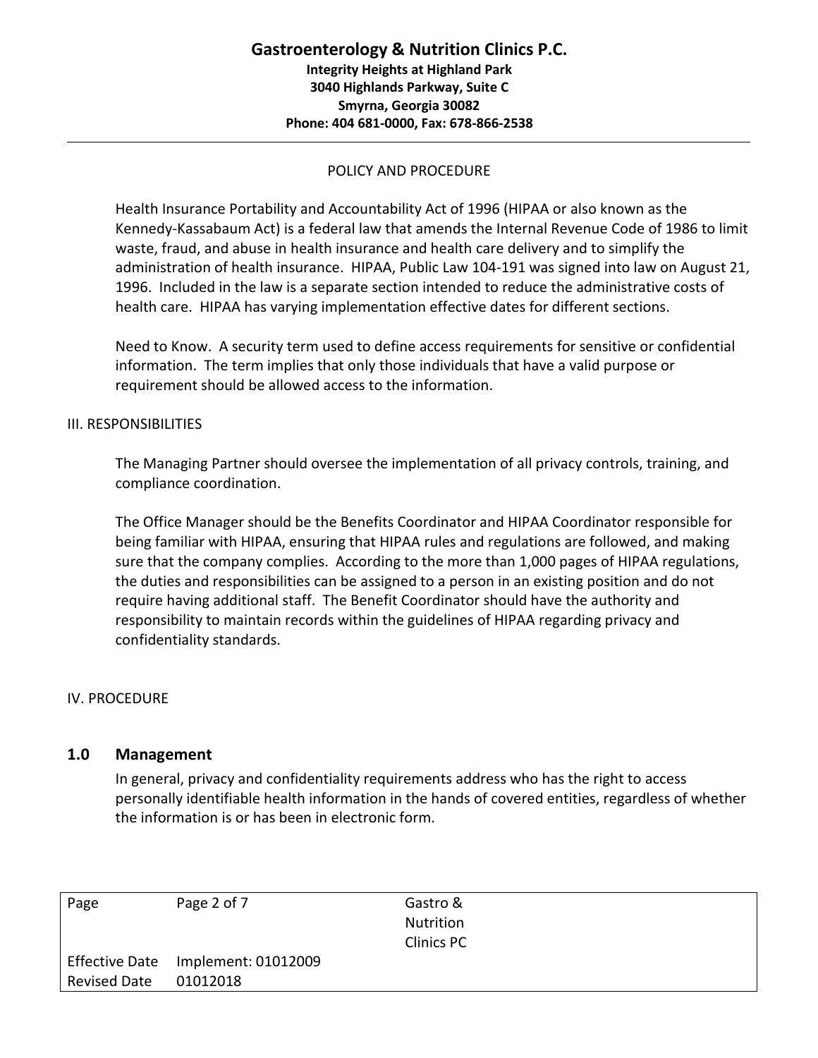POLICY AND PROCEDURE

Health Insurance Portability and Accountability Act of 1996 (HIPAA or also known as the Kennedy-Kassabaum Act) is a federal law that amends the Internal Revenue Code of 1986 to limit waste, fraud, and abuse in health insurance and health care delivery and to simplify the administration of health insurance. HIPAA, Public Law 104-191 was signed into law on August 21, 1996. Included in the law is a separate section intended to reduce the administrative costs of health care. HIPAA has varying implementation effective dates for different sections.

Need to Know. A security term used to define access requirements for sensitive or confidential information. The term implies that only those individuals that have a valid purpose or requirement should be allowed access to the information.

III. RESPONSIBILITIES

The Managing Partner should oversee the implementation of all privacy controls, training, and compliance coordination.

The Office Manager should be the Benefits Coordinator and HIPAA Coordinator responsible for being familiar with HIPAA, ensuring that HIPAA rules and regulations are followed, and making sure that the company complies. According to the more than 1,000 pages of HIPAA regulations, the duties and responsibilities can be assigned to a person in an existing position and do not require having additional staff. The Benefit Coordinator should have the authority and responsibility to maintain records within the guidelines of HIPAA regarding privacy and confidentiality standards.

IV. PROCEDURE

## 1.0 Management

In general, privacy and confidentiality requirements address who has the right to access personally identifiable health information in the hands of covered entities, regardless of whether the information is or has been in electronic form.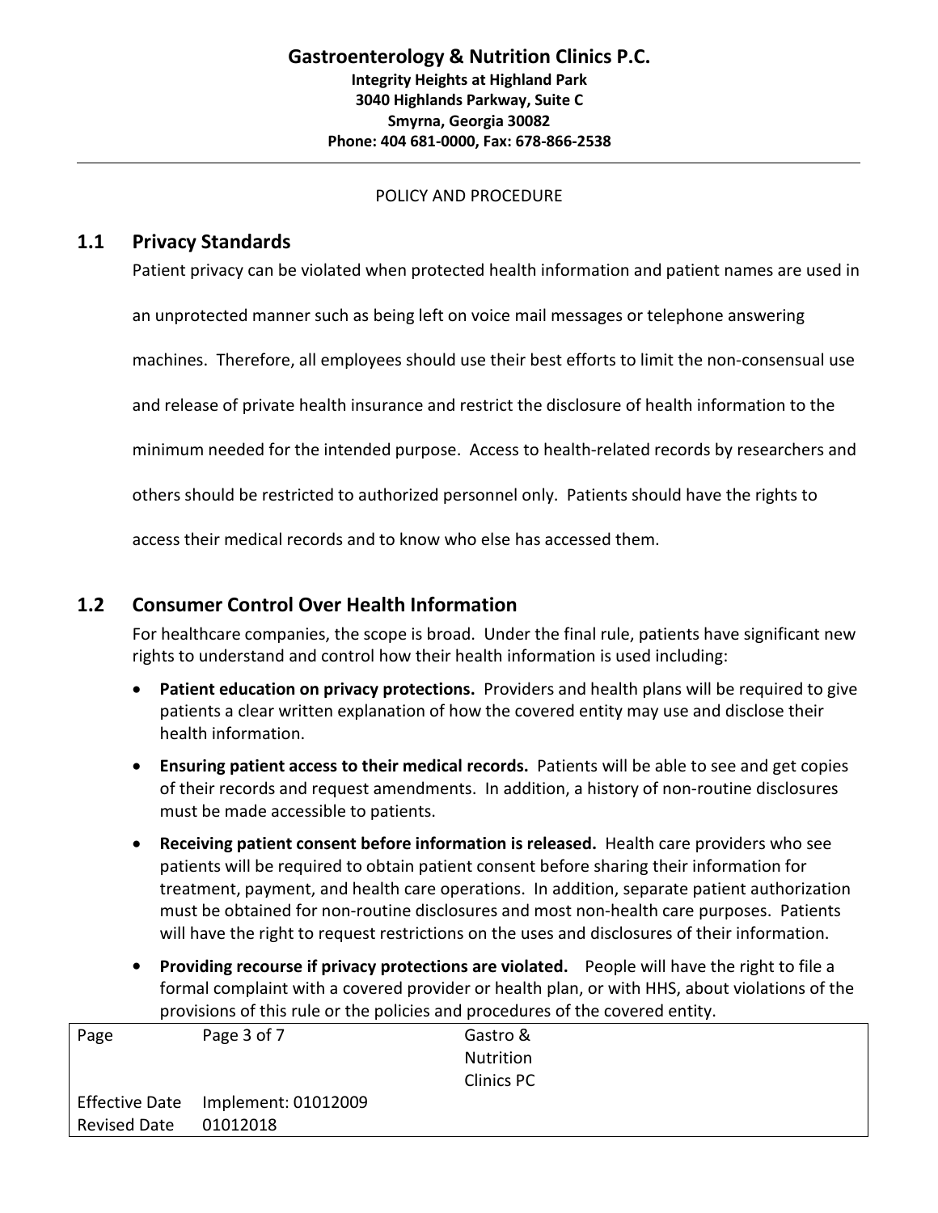POLICY AND PROCEDURE

## 1.1 Privacy Standards

Patient privacy can be violated when protected health information and patient names are used in an unprotected manner such as being left on voice mail messages or telephone answering machines. Therefore, all employees should use their best efforts to limit the non-consensual use and release of private health insurance and restrict the disclosure of health information to the minimum needed for the intended purpose. Access to health-related records by researchers and others should be restricted to authorized personnel only. Patients should have the rights to access their medical records and to know who else has accessed them.

## 1.2 Consumer Control Over Health Information

For healthcare companies, the scope is broad. Under the final rule, patients have significant new rights to understand and control how their health information is used including:

- **Patient education on privacy protections.** Providers and health plans will be required to give patients a clear written explanation of how the covered entity may use and disclose their health information.
- **Ensuring patient access to their medical records.** Patients will be able to see and get copies of their records and request amendments. In addition, a history of non-routine disclosures must be made accessible to patients.
- **Receiving patient consent before information is released.** Health care providers who see patients will be required to obtain patient consent before sharing their information for treatment, payment, and health care operations. In addition, separate patient authorization must be obtained for non-routine disclosures and most non-health care purposes. Patients will have the right to request restrictions on the uses and disclosures of their information.
- **Providing recourse if privacy protections are violated.** People will have the right to file a formal complaint with a covered provider or health plan, or with HHS, about violations of the provisions of this rule or the policies and procedures of the covered entity.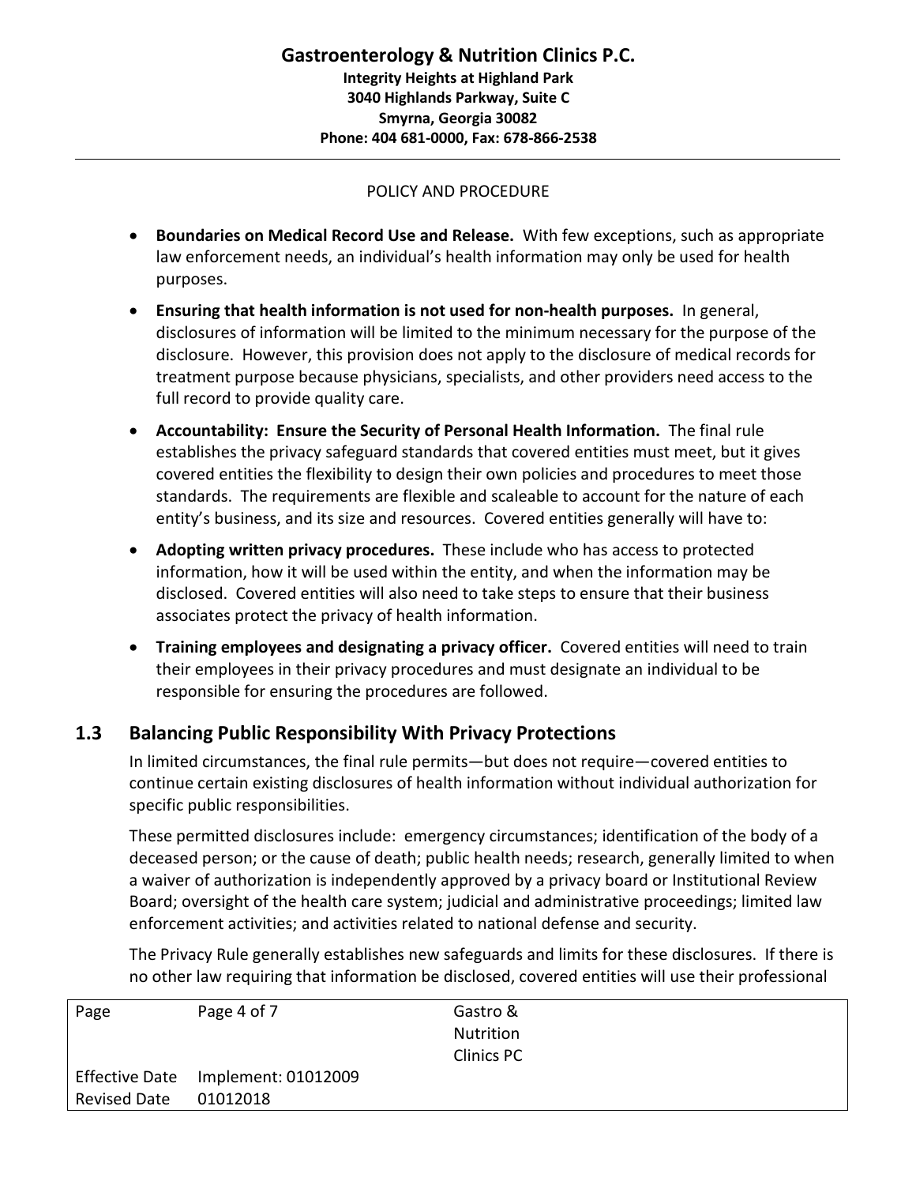POLICY AND PROCEDURE

- **Boundaries on Medical Record Use and Release.** With few exceptions, such as appropriate law enforcement needs, an individual's health information may only be used for health purposes.
- **Ensuring that health information is not used for non-health purposes.** In general, disclosures of information will be limited to the minimum necessary for the purpose of the disclosure. However, this provision does not apply to the disclosure of medical records for treatment purpose because physicians, specialists, and other providers need access to the full record to provide quality care.
- **Accountability: Ensure the Security of Personal Health Information.** The final rule establishes the privacy safeguard standards that covered entities must meet, but it gives covered entities the flexibility to design their own policies and procedures to meet those standards. The requirements are flexible and scaleable to account for the nature of each entity's business, and its size and resources. Covered entities generally will have to:
- **Adopting written privacy procedures.** These include who has access to protected information, how it will be used within the entity, and when the information may be disclosed. Covered entities will also need to take steps to ensure that their business associates protect the privacy of health information.
- **Training employees and designating a privacy officer.** Covered entities will need to train their employees in their privacy procedures and must designate an individual to be responsible for ensuring the procedures are followed.

## 1.3 Balancing Public Responsibility With Privacy Protections

In limited circumstances, the final rule permits—but does not require—covered entities to continue certain existing disclosures of health information without individual authorization for specific public responsibilities.

These permitted disclosures include: emergency circumstances; identification of the body of a deceased person; or the cause of death; public health needs; research, generally limited to when a waiver of authorization is independently approved by a privacy board or Institutional Review Board; oversight of the health care system; judicial and administrative proceedings; limited law enforcement activities; and activities related to national defense and security.

The Privacy Rule generally establishes new safeguards and limits for these disclosures. If there is no other law requiring that information be disclosed, covered entities will use their professional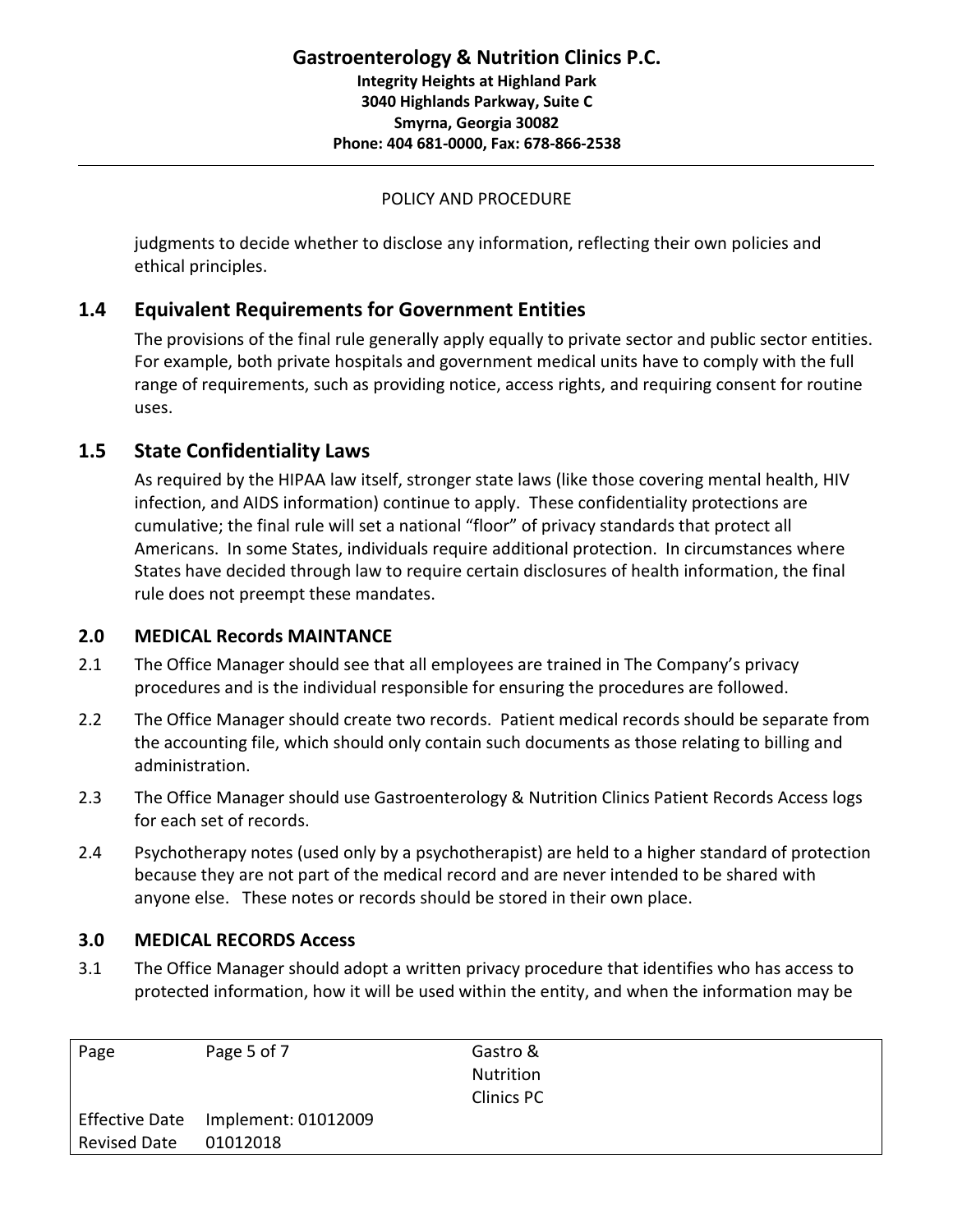judgments to decide whether to disclose any information, reflecting their own policies and ethical principles.

## 1.4 Equivalent Requirements for Government Entities

The provisions of the final rule generally apply equally to private sector and public sector entities. For example, both private hospitals and government medical units have to comply with the full range of requirements, such as providing notice, access rights, and requiring consent for routine uses.

## 1.5 State Confidentiality Laws

As required by the HIPAA law itself, stronger state laws (like those covering mental health, HIV infection, and AIDS information) continue to apply. These confidentiality protections are cumulative; the final rule will set a national "floor" of privacy standards that protect all Americans. In some States, individuals require additional protection. In circumstances where States have decided through law to require certain disclosures of health information, the final rule does not preempt these mandates.

### 2.0 MEDICAL Records MAINTANCE

2.1 The Office Manager should see that all employees are trained in The Company's privacy procedures and is the individual responsible for ensuring the procedures are followed.

2.2 The Office Manager should create two records. Patient medical records should be separate from the accounting file, which should only contain such documents as those relating to billing and administration.

2.3 The Office Manager should use Gastroenterology & Nutrition Clinics Patient Records Access logs for each set of records.

2.4 Psychotherapy notes (used only by a psychotherapist) are held to a higher standard of protection because they are not part of the medical record and are never intended to be shared with anyone else. These notes or records should be stored in their own place.

### 3.0 MEDICAL RECORDS Access

3.1 The Office Manager should adopt a written privacy procedure that identifies who has access to protected information, how it will be used within the entity, and when the information may be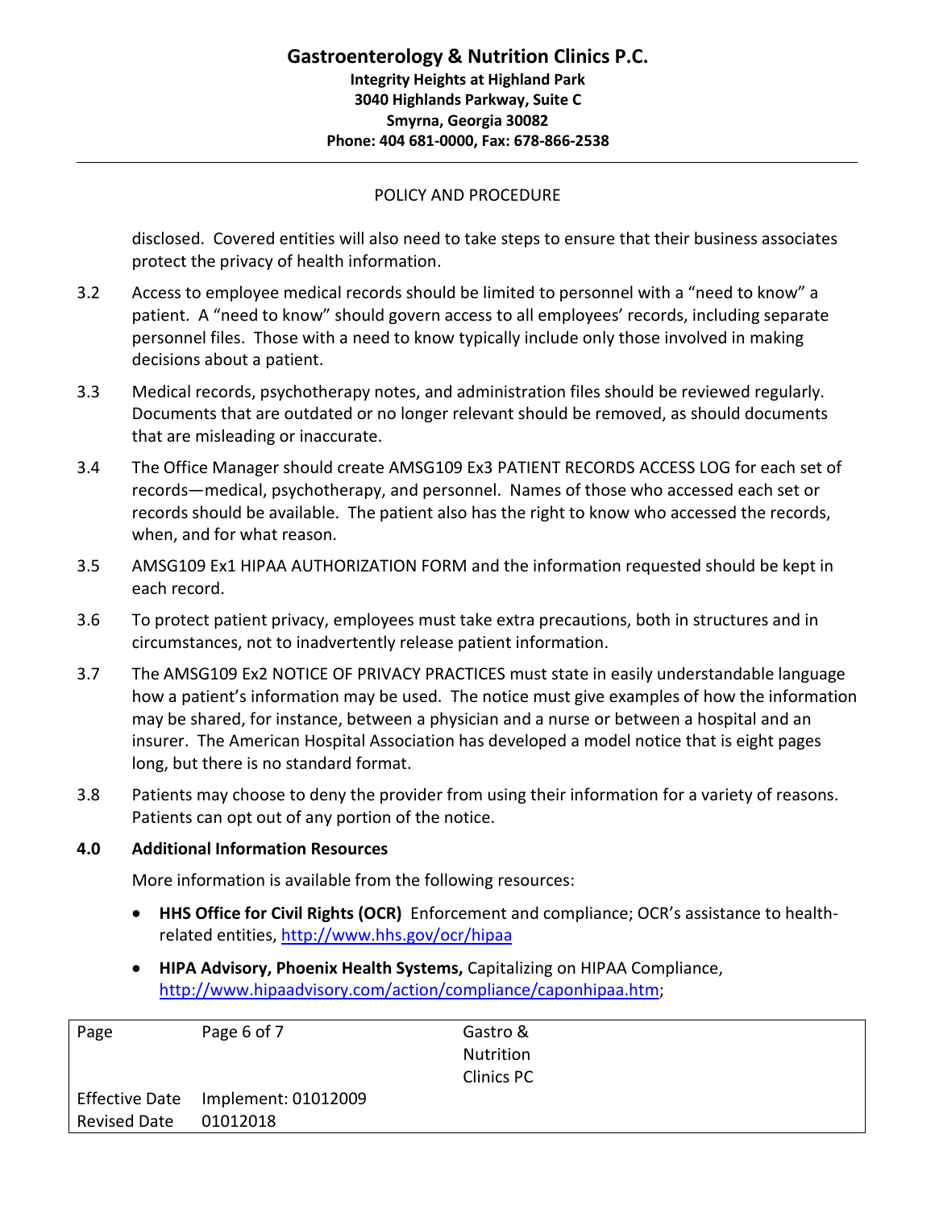disclosed. Covered entities will also need to take steps to ensure that their business associates protect the privacy of health information.

3.2 Access to employee medical records should be limited to personnel with a "need to know" a patient. A "need to know" should govern access to all employees' records, including separate personnel files. Those with a need to know typically include only those involved in making decisions about a patient.

3.3 Medical records, psychotherapy notes, and administration files should be reviewed regularly. Documents that are outdated or no longer relevant should be removed, as should documents that are misleading or inaccurate.

3.4 The Office Manager should create AMSG109 Ex3 PATIENT RECORDS ACCESS LOG for each set of records—medical, psychotherapy, and personnel. Names of those who accessed each set or records should be available. The patient also has the right to know who accessed the records, when, and for what reason.

3.5 AMSG109 Ex1 HIPAA AUTHORIZATION FORM and the information requested should be kept in each record.

3.6 To protect patient privacy, employees must take extra precautions, both in structures and in circumstances, not to inadvertently release patient information.

3.7 The AMSG109 Ex2 NOTICE OF PRIVACY PRACTICES must state in easily understandable language how a patient's information may be used. The notice must give examples of how the information may be shared, for instance, between a physician and a nurse or between a hospital and an insurer. The American Hospital Association has developed a model notice that is eight pages long, but there is no standard format.

3.8 Patients may choose to deny the provider from using their information for a variety of reasons. Patients can opt out of any portion of the notice.

**4.0 Additional Information Resources**

More information is available from the following resources:

- **HHS Office for Civil Rights (OCR)** Enforcement and compliance; OCR's assistance to health-related entities, http://www.hhs.gov/ocr/hipaa
- **HIPA Advisory, Phoenix Health Systems,** Capitalizing on HIPAA Compliance, http://www.hipaadvisory.com/action/compliance/caponhipaa.htm;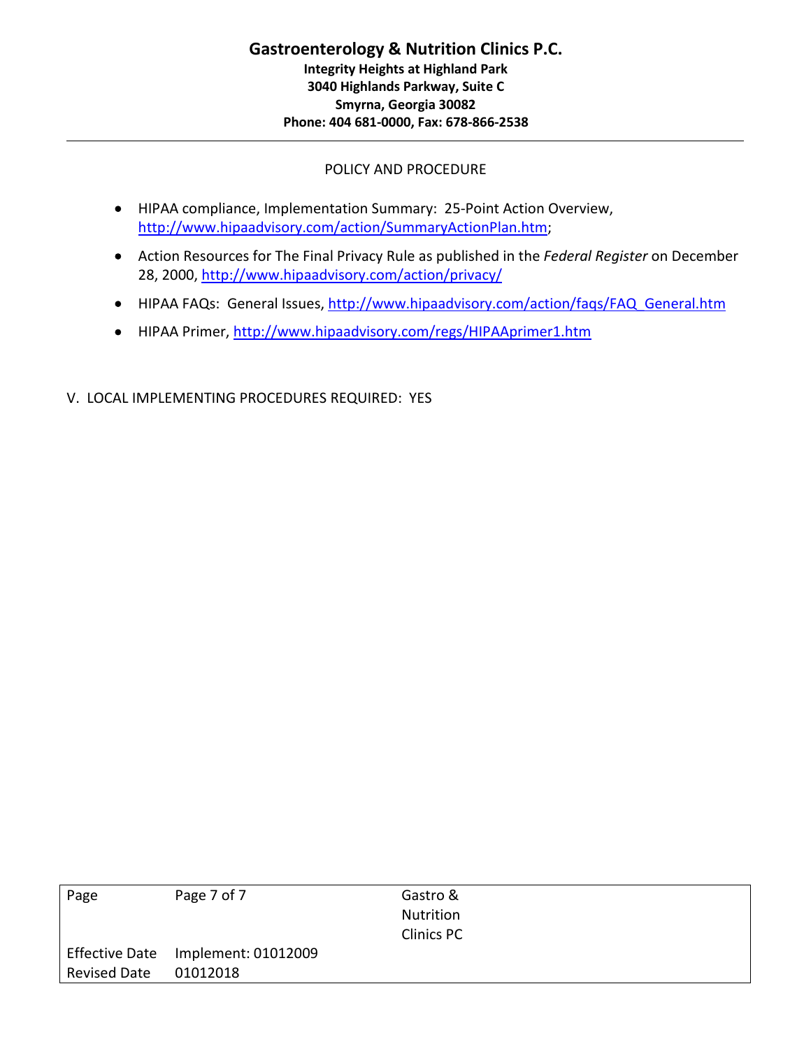- HIPAA compliance, Implementation Summary: 25-Point Action Overview, http://www.hipaadvisory.com/action/SummaryActionPlan.htm;
- Action Resources for The Final Privacy Rule as published in the *Federal Register* on December 28, 2000, http://www.hipaadvisory.com/action/privacy/
- HIPAA FAQs: General Issues, http://www.hipaadvisory.com/action/faqs/FAQ_General.htm
- HIPAA Primer, http://www.hipaadvisory.com/regs/HIPAAprimer1.htm

V. LOCAL IMPLEMENTING PROCEDURES REQUIRED: YES

| | | |
|---|---|---|
| Page | Page 7 of 7 | Gastro & Nutrition Clinics PC |
| Effective Date | Implement: 01012009 | |
| Revised Date | 01012018 | |